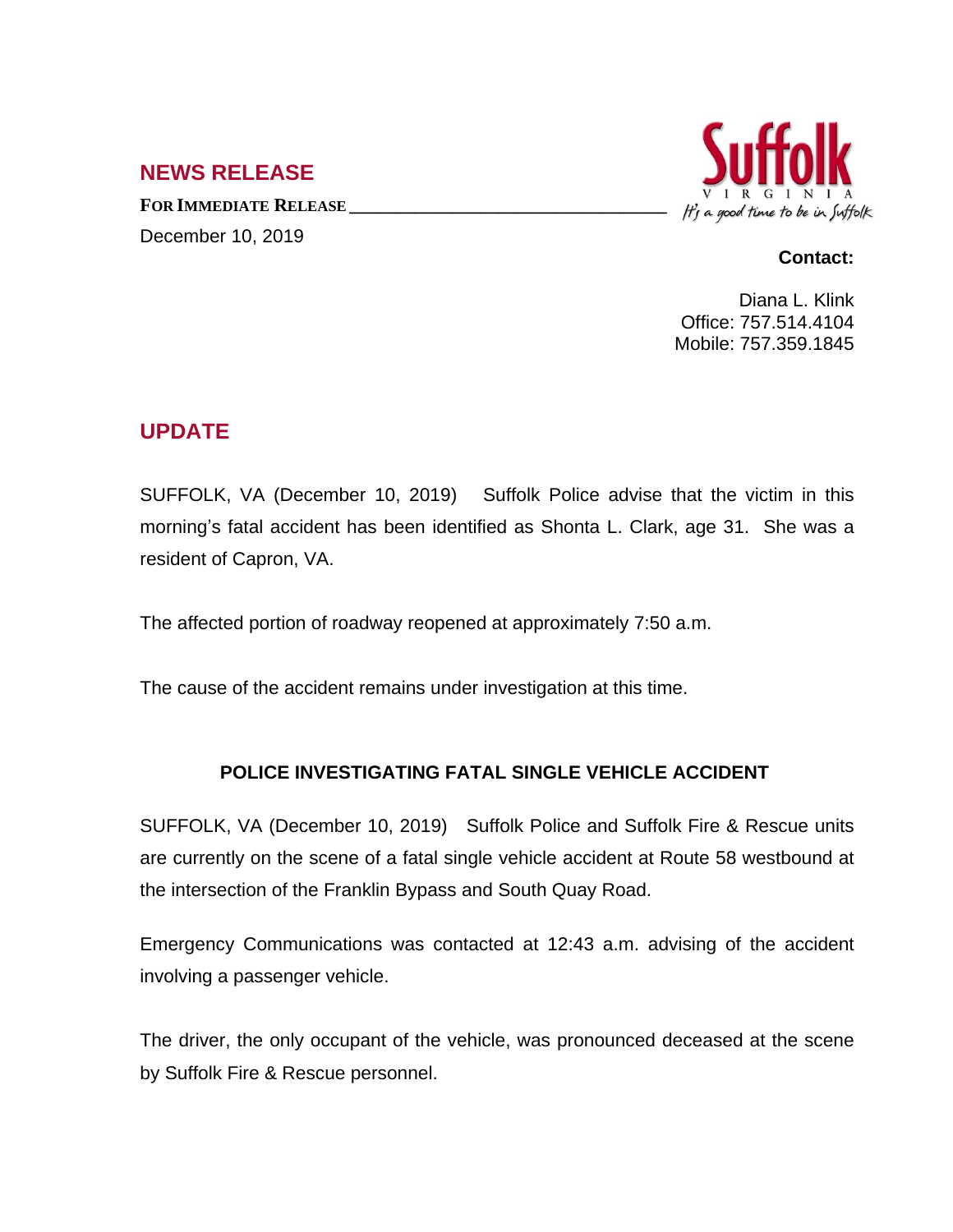## NEWS RELEASE

**FOR IMMEDIATE RELEASE**

December 10, 2019

Suffolk
VIRGINIA
It's a good time to be in Suffolk

**Contact:**

Diana L. Klink
Office: 757.514.4104
Mobile: 757.359.1845

## UPDATE

SUFFOLK, VA (December 10, 2019) Suffolk Police advise that the victim in this morning's fatal accident has been identified as Shonta L. Clark, age 31. She was a resident of Capron, VA.

The affected portion of roadway reopened at approximately 7:50 a.m.

The cause of the accident remains under investigation at this time.

**POLICE INVESTIGATING FATAL SINGLE VEHICLE ACCIDENT**

SUFFOLK, VA (December 10, 2019) Suffolk Police and Suffolk Fire & Rescue units are currently on the scene of a fatal single vehicle accident at Route 58 westbound at the intersection of the Franklin Bypass and South Quay Road.

Emergency Communications was contacted at 12:43 a.m. advising of the accident involving a passenger vehicle.

The driver, the only occupant of the vehicle, was pronounced deceased at the scene by Suffolk Fire & Rescue personnel.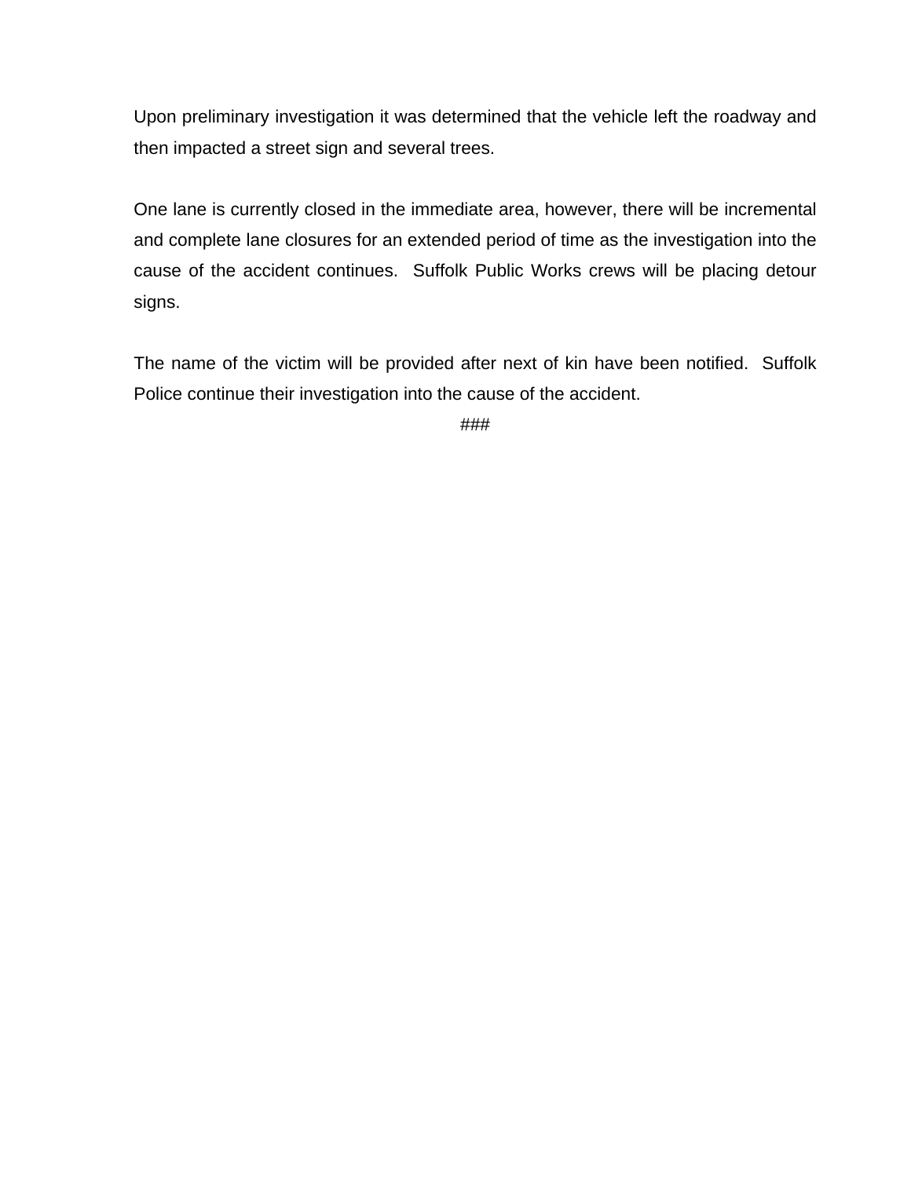Upon preliminary investigation it was determined that the vehicle left the roadway and then impacted a street sign and several trees.

One lane is currently closed in the immediate area, however, there will be incremental and complete lane closures for an extended period of time as the investigation into the cause of the accident continues. Suffolk Public Works crews will be placing detour signs.

The name of the victim will be provided after next of kin have been notified. Suffolk Police continue their investigation into the cause of the accident.

###